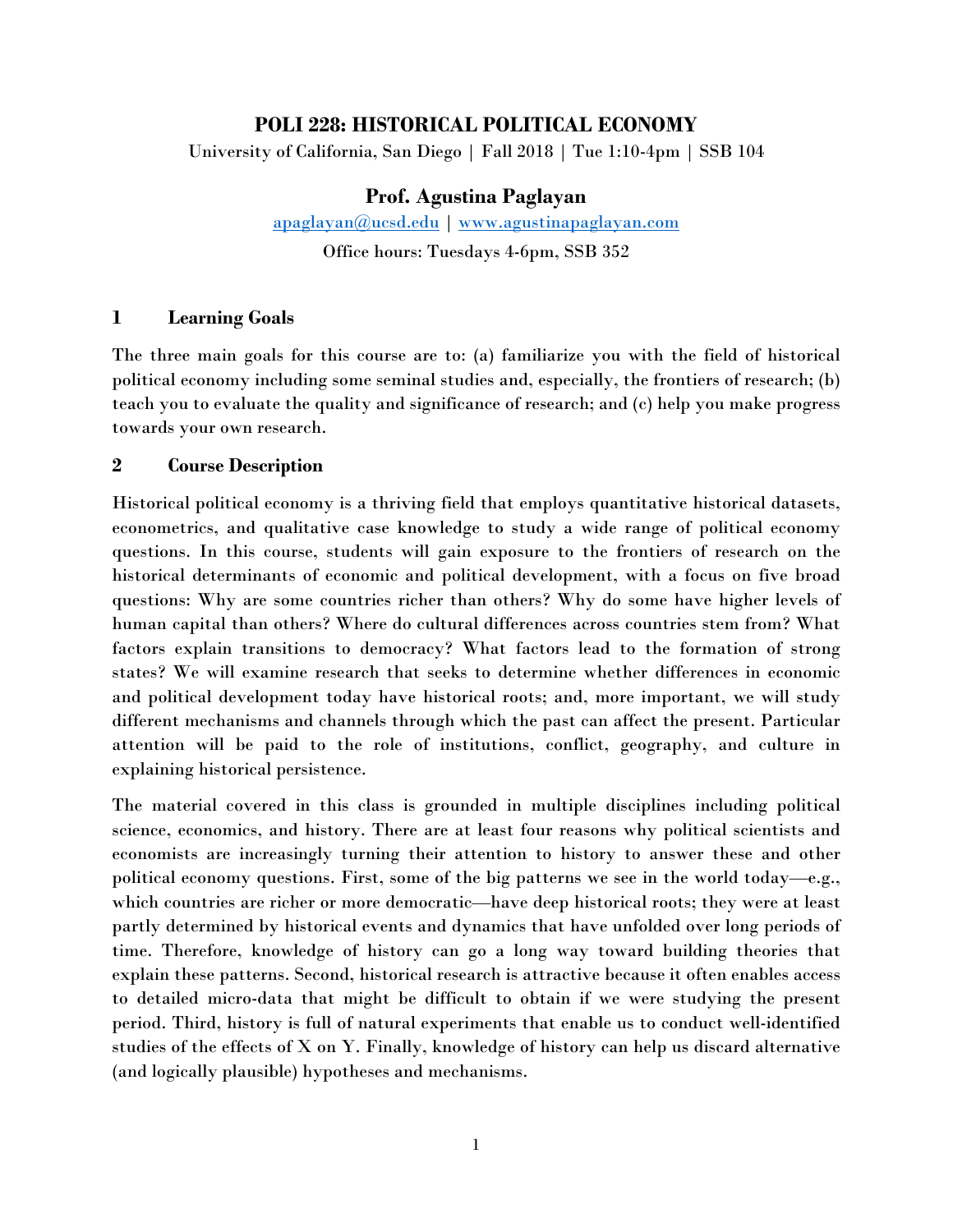# POLI 228: HISTORICAL POLITICAL ECONOMY

University of California, San Diego | Fall 2018 | Tue 1:10-4pm | SSB 104

## Prof. Agustina Paglayan

apaglayan@ucsd.edu | www.agustinapaglayan.com

Office hours: Tuesdays 4-6pm, SSB 352

## 1 Learning Goals

The three main goals for this course are to: (a) familiarize you with the field of historical political economy including some seminal studies and, especially, the frontiers of research; (b) teach you to evaluate the quality and significance of research; and (c) help you make progress towards your own research.

## 2 Course Description

Historical political economy is a thriving field that employs quantitative historical datasets, econometrics, and qualitative case knowledge to study a wide range of political economy questions. In this course, students will gain exposure to the frontiers of research on the historical determinants of economic and political development, with a focus on five broad questions: Why are some countries richer than others? Why do some have higher levels of human capital than others? Where do cultural differences across countries stem from? What factors explain transitions to democracy? What factors lead to the formation of strong states? We will examine research that seeks to determine whether differences in economic and political development today have historical roots; and, more important, we will study different mechanisms and channels through which the past can affect the present. Particular attention will be paid to the role of institutions, conflict, geography, and culture in explaining historical persistence.

The material covered in this class is grounded in multiple disciplines including political science, economics, and history. There are at least four reasons why political scientists and economists are increasingly turning their attention to history to answer these and other political economy questions. First, some of the big patterns we see in the world today—e.g., which countries are richer or more democratic—have deep historical roots; they were at least partly determined by historical events and dynamics that have unfolded over long periods of time. Therefore, knowledge of history can go a long way toward building theories that explain these patterns. Second, historical research is attractive because it often enables access to detailed micro-data that might be difficult to obtain if we were studying the present period. Third, history is full of natural experiments that enable us to conduct well-identified studies of the effects of X on Y. Finally, knowledge of history can help us discard alternative (and logically plausible) hypotheses and mechanisms.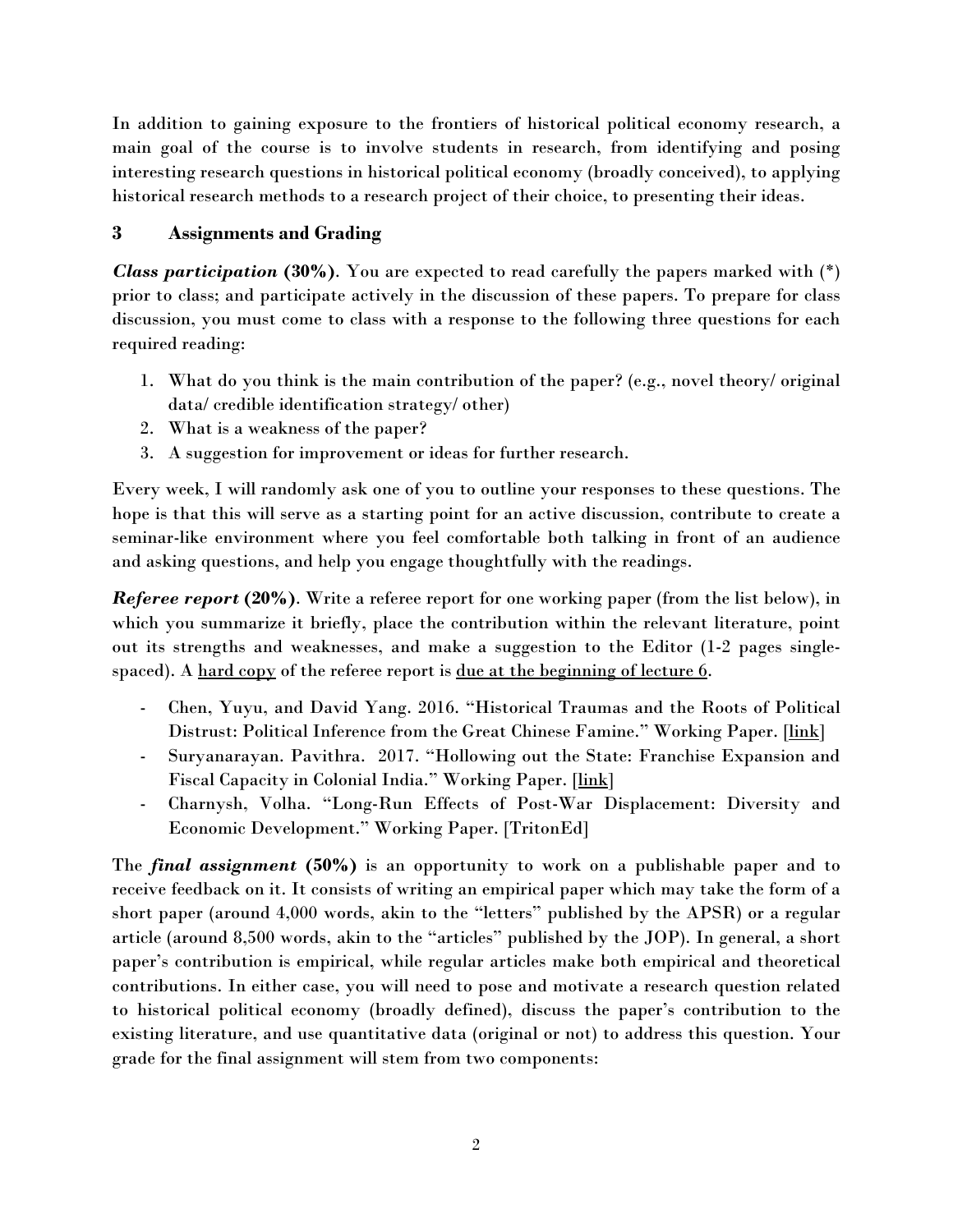In addition to gaining exposure to the frontiers of historical political economy research, a main goal of the course is to involve students in research, from identifying and posing interesting research questions in historical political economy (broadly conceived), to applying historical research methods to a research project of their choice, to presenting their ideas.

## 3 Assignments and Grading

***Class participation*** **(30%)**. You are expected to read carefully the papers marked with (*) prior to class; and participate actively in the discussion of these papers. To prepare for class discussion, you must come to class with a response to the following three questions for each required reading:

1. What do you think is the main contribution of the paper? (e.g., novel theory/ original data/ credible identification strategy/ other)
2. What is a weakness of the paper?
3. A suggestion for improvement or ideas for further research.

Every week, I will randomly ask one of you to outline your responses to these questions. The hope is that this will serve as a starting point for an active discussion, contribute to create a seminar-like environment where you feel comfortable both talking in front of an audience and asking questions, and help you engage thoughtfully with the readings.

***Referee report*** **(20%)**. Write a referee report for one working paper (from the list below), in which you summarize it briefly, place the contribution within the relevant literature, point out its strengths and weaknesses, and make a suggestion to the Editor (1-2 pages single-spaced). A hard copy of the referee report is due at the beginning of lecture 6.

- Chen, Yuyu, and David Yang. 2016. "Historical Traumas and the Roots of Political Distrust: Political Inference from the Great Chinese Famine." Working Paper. [link]
- Suryanarayan. Pavithra. 2017. "Hollowing out the State: Franchise Expansion and Fiscal Capacity in Colonial India." Working Paper. [link]
- Charnysh, Volha. "Long-Run Effects of Post-War Displacement: Diversity and Economic Development." Working Paper. [TritonEd]

The ***final assignment*** **(50%)** is an opportunity to work on a publishable paper and to receive feedback on it. It consists of writing an empirical paper which may take the form of a short paper (around 4,000 words, akin to the "letters" published by the APSR) or a regular article (around 8,500 words, akin to the "articles" published by the JOP). In general, a short paper's contribution is empirical, while regular articles make both empirical and theoretical contributions. In either case, you will need to pose and motivate a research question related to historical political economy (broadly defined), discuss the paper's contribution to the existing literature, and use quantitative data (original or not) to address this question. Your grade for the final assignment will stem from two components: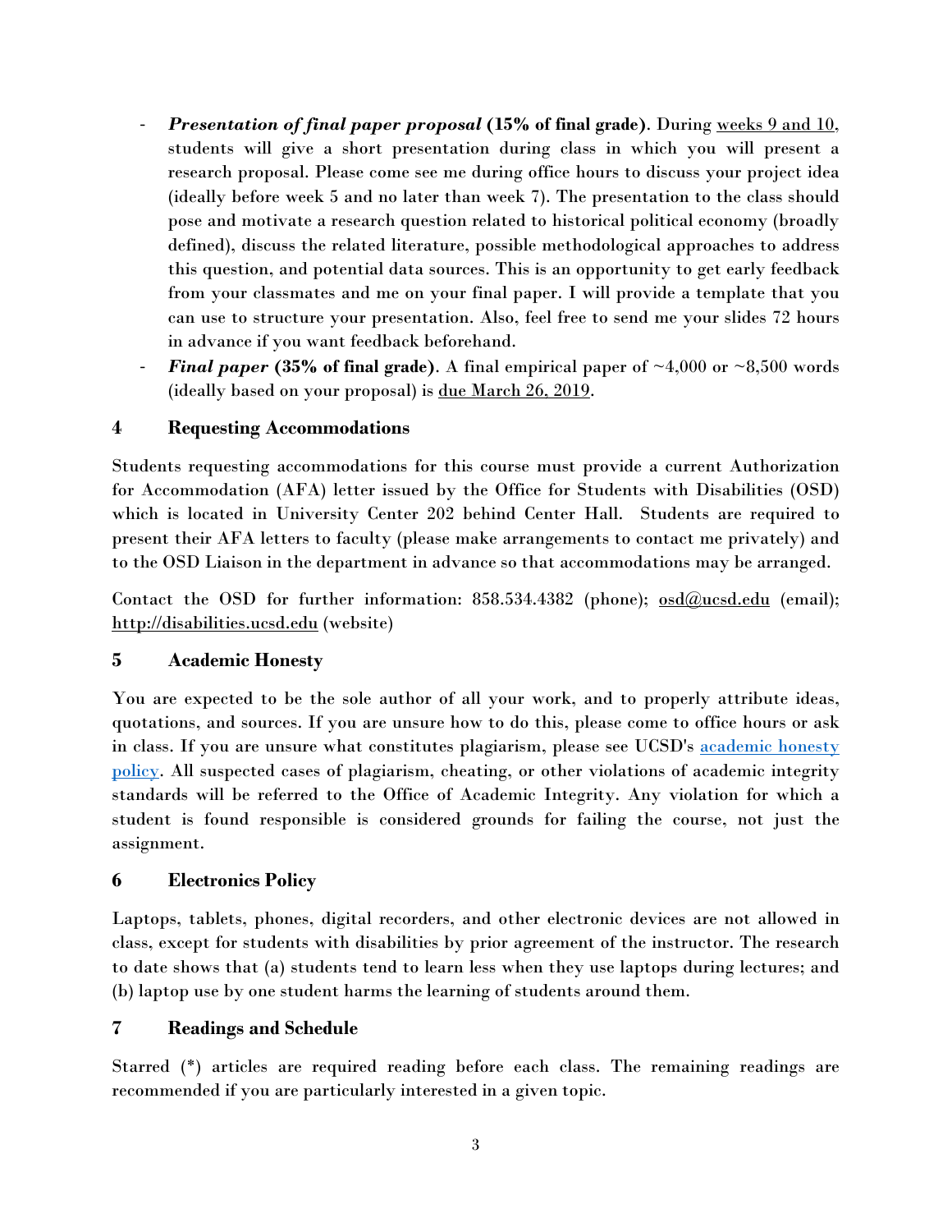- ***Presentation of final paper proposal* (15% of final grade)**. During weeks 9 and 10, students will give a short presentation during class in which you will present a research proposal. Please come see me during office hours to discuss your project idea (ideally before week 5 and no later than week 7). The presentation to the class should pose and motivate a research question related to historical political economy (broadly defined), discuss the related literature, possible methodological approaches to address this question, and potential data sources. This is an opportunity to get early feedback from your classmates and me on your final paper. I will provide a template that you can use to structure your presentation. Also, feel free to send me your slides 72 hours in advance if you want feedback beforehand.
- ***Final paper* (35% of final grade)**. A final empirical paper of ~4,000 or ~8,500 words (ideally based on your proposal) is due March 26, 2019.

## 4 Requesting Accommodations

Students requesting accommodations for this course must provide a current Authorization for Accommodation (AFA) letter issued by the Office for Students with Disabilities (OSD) which is located in University Center 202 behind Center Hall. Students are required to present their AFA letters to faculty (please make arrangements to contact me privately) and to the OSD Liaison in the department in advance so that accommodations may be arranged.

Contact the OSD for further information: 858.534.4382 (phone); osd@ucsd.edu (email); http://disabilities.ucsd.edu (website)

## 5 Academic Honesty

You are expected to be the sole author of all your work, and to properly attribute ideas, quotations, and sources. If you are unsure how to do this, please come to office hours or ask in class. If you are unsure what constitutes plagiarism, please see UCSD's academic honesty policy. All suspected cases of plagiarism, cheating, or other violations of academic integrity standards will be referred to the Office of Academic Integrity. Any violation for which a student is found responsible is considered grounds for failing the course, not just the assignment.

## 6 Electronics Policy

Laptops, tablets, phones, digital recorders, and other electronic devices are not allowed in class, except for students with disabilities by prior agreement of the instructor. The research to date shows that (a) students tend to learn less when they use laptops during lectures; and (b) laptop use by one student harms the learning of students around them.

## 7 Readings and Schedule

Starred (*) articles are required reading before each class. The remaining readings are recommended if you are particularly interested in a given topic.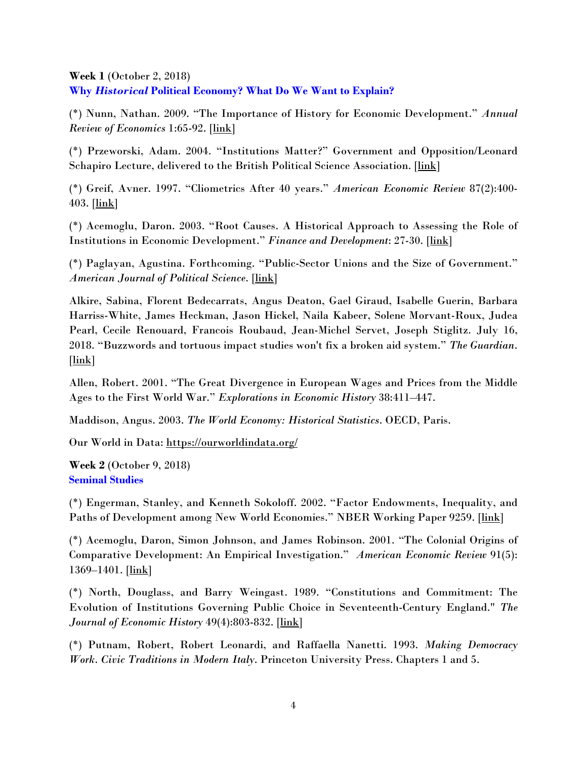**Week 1** (October 2, 2018)
**Why *Historical* Political Economy? What Do We Want to Explain?**

(*) Nunn, Nathan. 2009. "The Importance of History for Economic Development." *Annual Review of Economics* 1:65-92. [link]

(*) Przeworski, Adam. 2004. "Institutions Matter?" Government and Opposition/Leonard Schapiro Lecture, delivered to the British Political Science Association. [link]

(*) Greif, Avner. 1997. "Cliometrics After 40 years." *American Economic Review* 87(2):400-403. [link]

(*) Acemoglu, Daron. 2003. "Root Causes. A Historical Approach to Assessing the Role of Institutions in Economic Development." *Finance and Development*: 27-30. [link]

(*) Paglayan, Agustina. Forthcoming. "Public-Sector Unions and the Size of Government." *American Journal of Political Science*. [link]

Alkire, Sabina, Florent Bedecarrats, Angus Deaton, Gael Giraud, Isabelle Guerin, Barbara Harriss-White, James Heckman, Jason Hickel, Naila Kabeer, Solene Morvant-Roux, Judea Pearl, Cecile Renouard, Francois Roubaud, Jean-Michel Servet, Joseph Stiglitz. July 16, 2018. "Buzzwords and tortuous impact studies won't fix a broken aid system." *The Guardian*. [link]

Allen, Robert. 2001. "The Great Divergence in European Wages and Prices from the Middle Ages to the First World War." *Explorations in Economic History* 38:411–447.

Maddison, Angus. 2003. *The World Economy: Historical Statistics*. OECD, Paris.

Our World in Data: https://ourworldindata.org/

**Week 2** (October 9, 2018)
**Seminal Studies**

(*) Engerman, Stanley, and Kenneth Sokoloff. 2002. "Factor Endowments, Inequality, and Paths of Development among New World Economies." NBER Working Paper 9259. [link]

(*) Acemoglu, Daron, Simon Johnson, and James Robinson. 2001. "The Colonial Origins of Comparative Development: An Empirical Investigation." *American Economic Review* 91(5): 1369–1401. [link]

(*) North, Douglass, and Barry Weingast. 1989. "Constitutions and Commitment: The Evolution of Institutions Governing Public Choice in Seventeenth-Century England." *The Journal of Economic History* 49(4):803-832. [link]

(*) Putnam, Robert, Robert Leonardi, and Raffaella Nanetti. 1993. *Making Democracy Work. Civic Traditions in Modern Italy*. Princeton University Press. Chapters 1 and 5.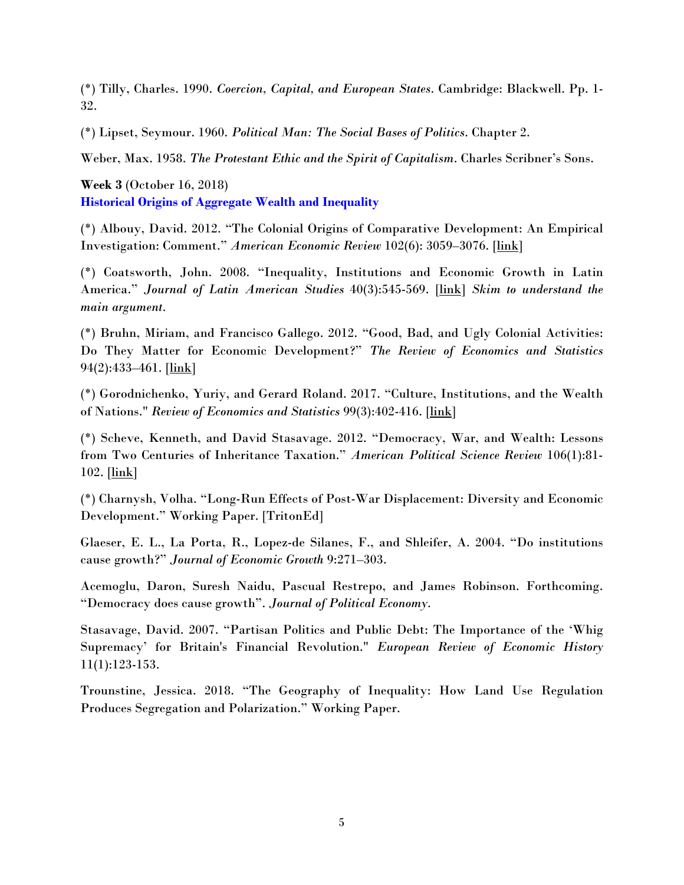(*) Tilly, Charles. 1990. *Coercion, Capital, and European States*. Cambridge: Blackwell. Pp. 1-32.

(*) Lipset, Seymour. 1960. *Political Man: The Social Bases of Politics*. Chapter 2.

Weber, Max. 1958. *The Protestant Ethic and the Spirit of Capitalism*. Charles Scribner's Sons.

**Week 3** (October 16, 2018)
**Historical Origins of Aggregate Wealth and Inequality**

(*) Albouy, David. 2012. "The Colonial Origins of Comparative Development: An Empirical Investigation: Comment." *American Economic Review* 102(6): 3059–3076. [link]

(*) Coatsworth, John. 2008. "Inequality, Institutions and Economic Growth in Latin America." *Journal of Latin American Studies* 40(3):545-569. [link] *Skim to understand the main argument.*

(*) Bruhn, Miriam, and Francisco Gallego. 2012. "Good, Bad, and Ugly Colonial Activities: Do They Matter for Economic Development?" *The Review of Economics and Statistics* 94(2):433–461. [link]

(*) Gorodnichenko, Yuriy, and Gerard Roland. 2017. "Culture, Institutions, and the Wealth of Nations." *Review of Economics and Statistics* 99(3):402-416. [link]

(*) Scheve, Kenneth, and David Stasavage. 2012. "Democracy, War, and Wealth: Lessons from Two Centuries of Inheritance Taxation." *American Political Science Review* 106(1):81-102. [link]

(*) Charnysh, Volha. "Long-Run Effects of Post-War Displacement: Diversity and Economic Development." Working Paper. [TritonEd]

Glaeser, E. L., La Porta, R., Lopez-de Silanes, F., and Shleifer, A. 2004. "Do institutions cause growth?" *Journal of Economic Growth* 9:271–303.

Acemoglu, Daron, Suresh Naidu, Pascual Restrepo, and James Robinson. Forthcoming. "Democracy does cause growth". *Journal of Political Economy*.

Stasavage, David. 2007. "Partisan Politics and Public Debt: The Importance of the 'Whig Supremacy' for Britain's Financial Revolution." *European Review of Economic History* 11(1):123-153.

Trounstine, Jessica. 2018. "The Geography of Inequality: How Land Use Regulation Produces Segregation and Polarization." Working Paper.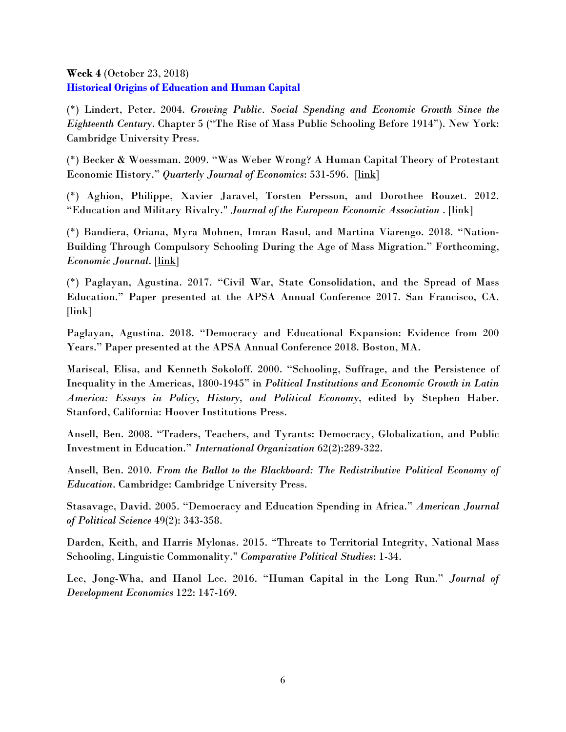**Week 4** (October 23, 2018)
**Historical Origins of Education and Human Capital**

(*) Lindert, Peter. 2004. *Growing Public. Social Spending and Economic Growth Since the Eighteenth Century*. Chapter 5 ("The Rise of Mass Public Schooling Before 1914"). New York: Cambridge University Press.

(*) Becker & Woessman. 2009. "Was Weber Wrong? A Human Capital Theory of Protestant Economic History." *Quarterly Journal of Economics*: 531-596. [link]

(*) Aghion, Philippe, Xavier Jaravel, Torsten Persson, and Dorothee Rouzet. 2012. "Education and Military Rivalry." *Journal of the European Economic Association* . [link]

(*) Bandiera, Oriana, Myra Mohnen, Imran Rasul, and Martina Viarengo. 2018. "Nation-Building Through Compulsory Schooling During the Age of Mass Migration." Forthcoming, *Economic Journal*. [link]

(*) Paglayan, Agustina. 2017. "Civil War, State Consolidation, and the Spread of Mass Education." Paper presented at the APSA Annual Conference 2017. San Francisco, CA. [link]

Paglayan, Agustina. 2018. "Democracy and Educational Expansion: Evidence from 200 Years." Paper presented at the APSA Annual Conference 2018. Boston, MA.

Mariscal, Elisa, and Kenneth Sokoloff. 2000. "Schooling, Suffrage, and the Persistence of Inequality in the Americas, 1800-1945" in *Political Institutions and Economic Growth in Latin America: Essays in Policy, History, and Political Economy*, edited by Stephen Haber. Stanford, California: Hoover Institutions Press.

Ansell, Ben. 2008. "Traders, Teachers, and Tyrants: Democracy, Globalization, and Public Investment in Education." *International Organization* 62(2):289-322.

Ansell, Ben. 2010. *From the Ballot to the Blackboard: The Redistributive Political Economy of Education*. Cambridge: Cambridge University Press.

Stasavage, David. 2005. "Democracy and Education Spending in Africa." *American Journal of Political Science* 49(2): 343-358.

Darden, Keith, and Harris Mylonas. 2015. "Threats to Territorial Integrity, National Mass Schooling, Linguistic Commonality." *Comparative Political Studies*: 1-34.

Lee, Jong-Wha, and Hanol Lee. 2016. "Human Capital in the Long Run." *Journal of Development Economics* 122: 147-169.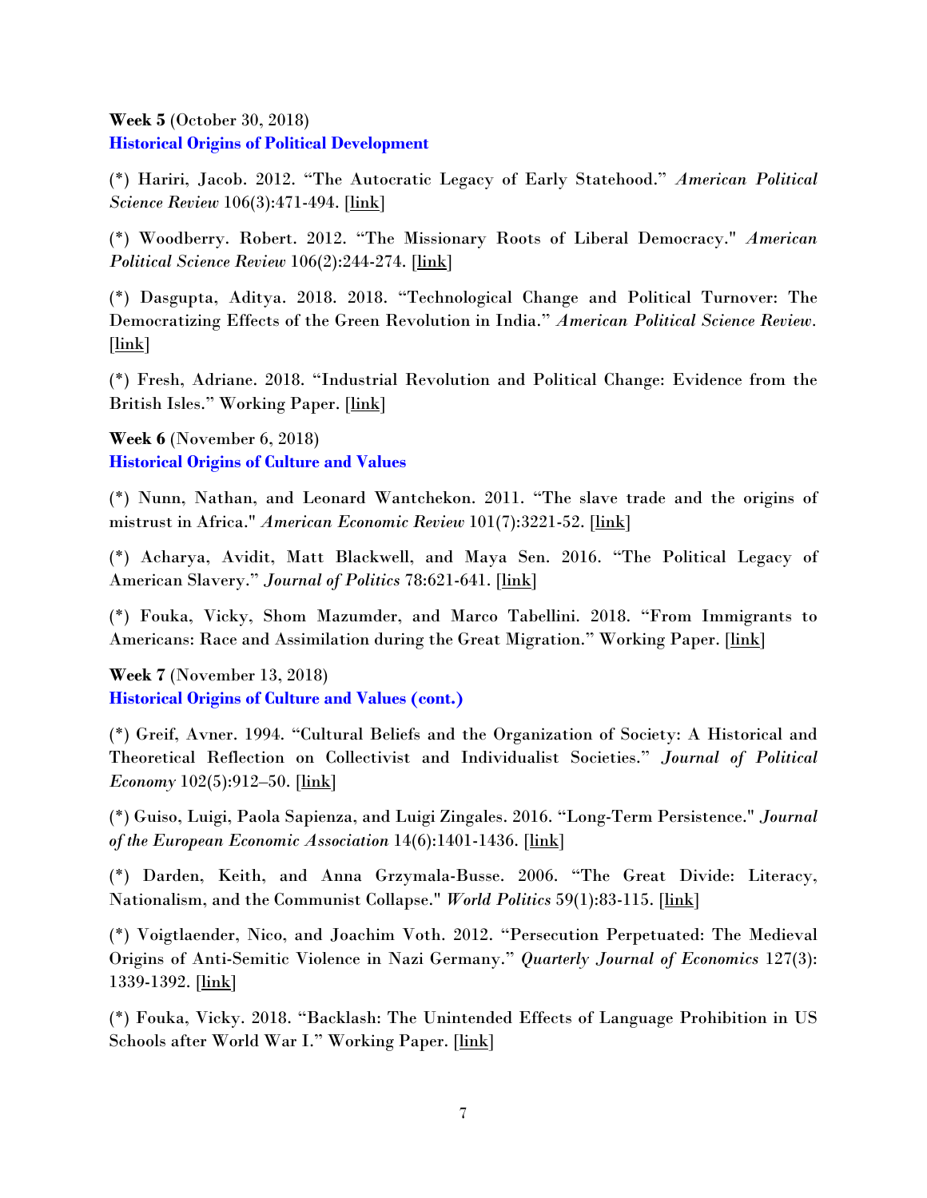**Week 5** (October 30, 2018)
**Historical Origins of Political Development**

(*) Hariri, Jacob. 2012. "The Autocratic Legacy of Early Statehood." *American Political Science Review* 106(3):471-494. [link]

(*) Woodberry. Robert. 2012. "The Missionary Roots of Liberal Democracy." *American Political Science Review* 106(2):244-274. [link]

(*) Dasgupta, Aditya. 2018. 2018. "Technological Change and Political Turnover: The Democratizing Effects of the Green Revolution in India." *American Political Science Review*. [link]

(*) Fresh, Adriane. 2018. "Industrial Revolution and Political Change: Evidence from the British Isles." Working Paper. [link]

**Week 6** (November 6, 2018)
**Historical Origins of Culture and Values**

(*) Nunn, Nathan, and Leonard Wantchekon. 2011. "The slave trade and the origins of mistrust in Africa." *American Economic Review* 101(7):3221-52. [link]

(*) Acharya, Avidit, Matt Blackwell, and Maya Sen. 2016. "The Political Legacy of American Slavery." *Journal of Politics* 78:621-641. [link]

(*) Fouka, Vicky, Shom Mazumder, and Marco Tabellini. 2018. "From Immigrants to Americans: Race and Assimilation during the Great Migration." Working Paper. [link]

**Week 7** (November 13, 2018)
**Historical Origins of Culture and Values (cont.)**

(*) Greif, Avner. 1994. "Cultural Beliefs and the Organization of Society: A Historical and Theoretical Reflection on Collectivist and Individualist Societies." *Journal of Political Economy* 102(5):912–50. [link]

(*) Guiso, Luigi, Paola Sapienza, and Luigi Zingales. 2016. "Long-Term Persistence." *Journal of the European Economic Association* 14(6):1401-1436. [link]

(*) Darden, Keith, and Anna Grzymala-Busse. 2006. "The Great Divide: Literacy, Nationalism, and the Communist Collapse." *World Politics* 59(1):83-115. [link]

(*) Voigtlaender, Nico, and Joachim Voth. 2012. "Persecution Perpetuated: The Medieval Origins of Anti-Semitic Violence in Nazi Germany." *Quarterly Journal of Economics* 127(3): 1339-1392. [link]

(*) Fouka, Vicky. 2018. "Backlash: The Unintended Effects of Language Prohibition in US Schools after World War I." Working Paper. [link]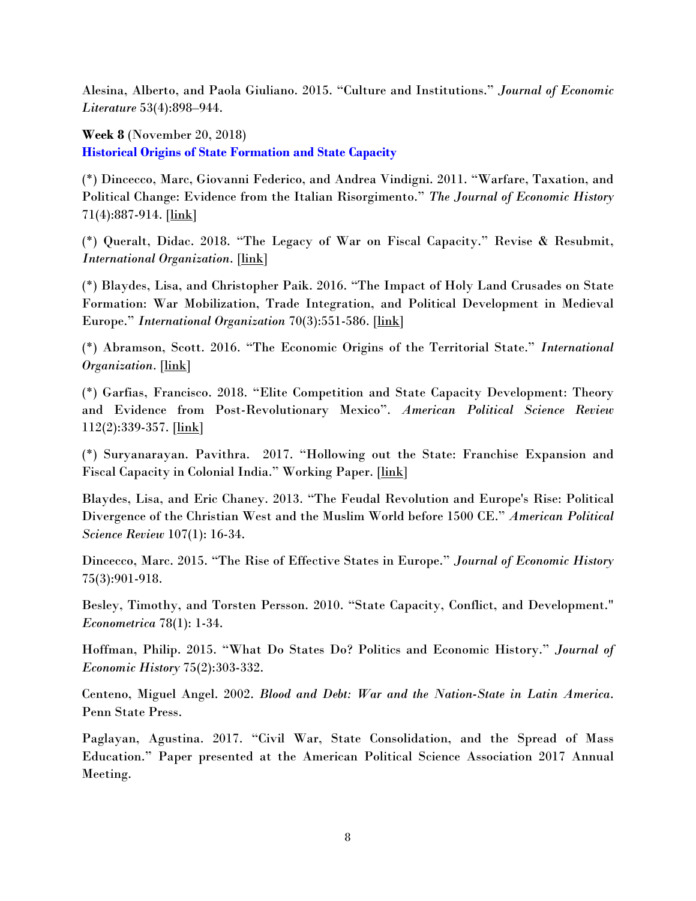Alesina, Alberto, and Paola Giuliano. 2015. "Culture and Institutions." *Journal of Economic Literature* 53(4):898–944.

**Week 8** (November 20, 2018)
**Historical Origins of State Formation and State Capacity**

(*) Dincecco, Marc, Giovanni Federico, and Andrea Vindigni. 2011. "Warfare, Taxation, and Political Change: Evidence from the Italian Risorgimento." *The Journal of Economic History* 71(4):887-914. [link]

(*) Queralt, Didac. 2018. "The Legacy of War on Fiscal Capacity." Revise & Resubmit, *International Organization*. [link]

(*) Blaydes, Lisa, and Christopher Paik. 2016. "The Impact of Holy Land Crusades on State Formation: War Mobilization, Trade Integration, and Political Development in Medieval Europe." *International Organization* 70(3):551-586. [link]

(*) Abramson, Scott. 2016. "The Economic Origins of the Territorial State." *International Organization*. [link]

(*) Garfias, Francisco. 2018. "Elite Competition and State Capacity Development: Theory and Evidence from Post-Revolutionary Mexico". *American Political Science Review* 112(2):339-357. [link]

(*) Suryanarayan. Pavithra. 2017. "Hollowing out the State: Franchise Expansion and Fiscal Capacity in Colonial India." Working Paper. [link]

Blaydes, Lisa, and Eric Chaney. 2013. "The Feudal Revolution and Europe's Rise: Political Divergence of the Christian West and the Muslim World before 1500 CE." *American Political Science Review* 107(1): 16-34.

Dincecco, Marc. 2015. "The Rise of Effective States in Europe." *Journal of Economic History* 75(3):901-918.

Besley, Timothy, and Torsten Persson. 2010. "State Capacity, Conflict, and Development." *Econometrica* 78(1): 1-34.

Hoffman, Philip. 2015. "What Do States Do? Politics and Economic History." *Journal of Economic History* 75(2):303-332.

Centeno, Miguel Angel. 2002. *Blood and Debt: War and the Nation-State in Latin America*. Penn State Press.

Paglayan, Agustina. 2017. "Civil War, State Consolidation, and the Spread of Mass Education." Paper presented at the American Political Science Association 2017 Annual Meeting.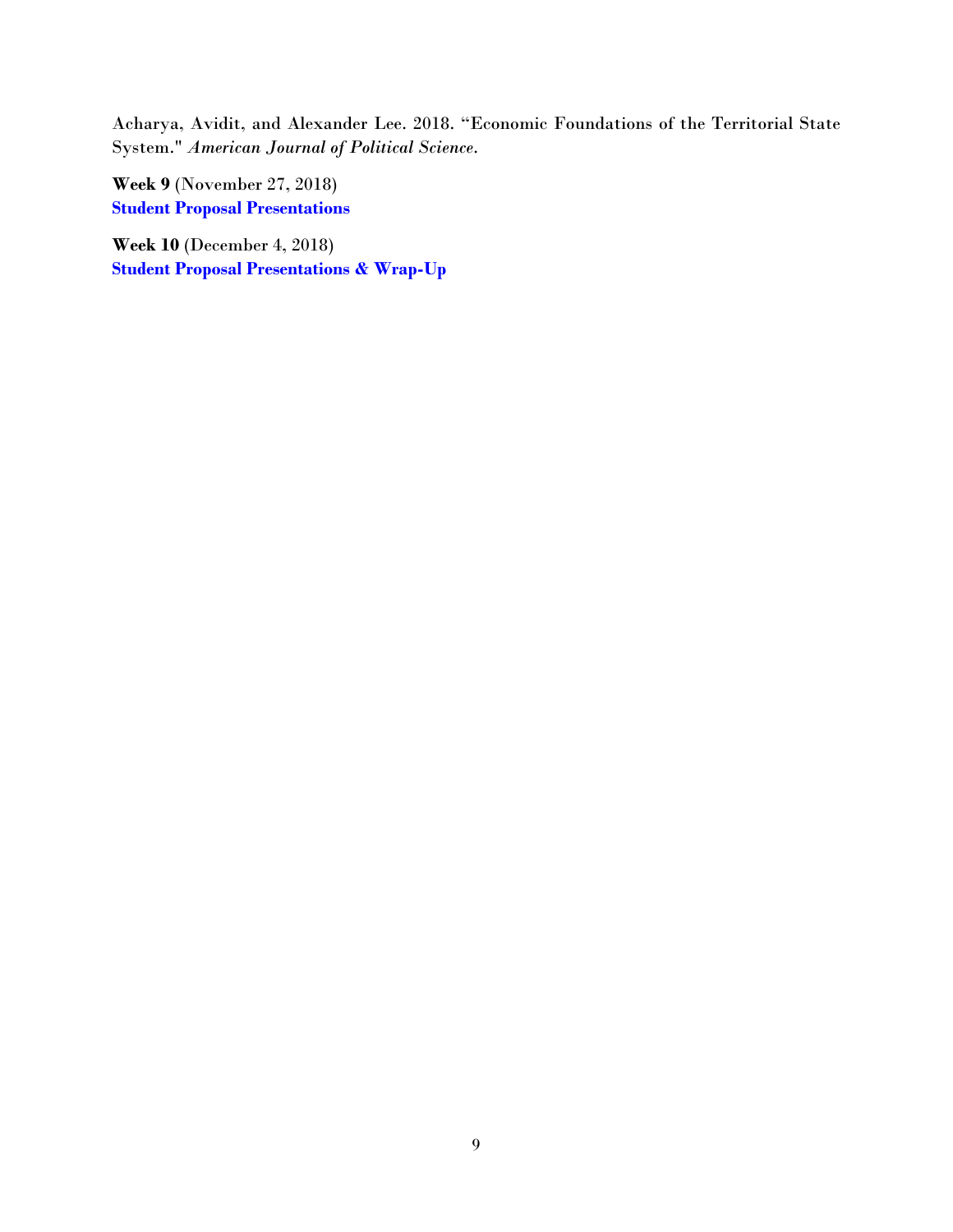Acharya, Avidit, and Alexander Lee. 2018. "Economic Foundations of the Territorial State System." *American Journal of Political Science.*

**Week 9** (November 27, 2018)
**Student Proposal Presentations**

**Week 10** (December 4, 2018)
**Student Proposal Presentations & Wrap-Up**